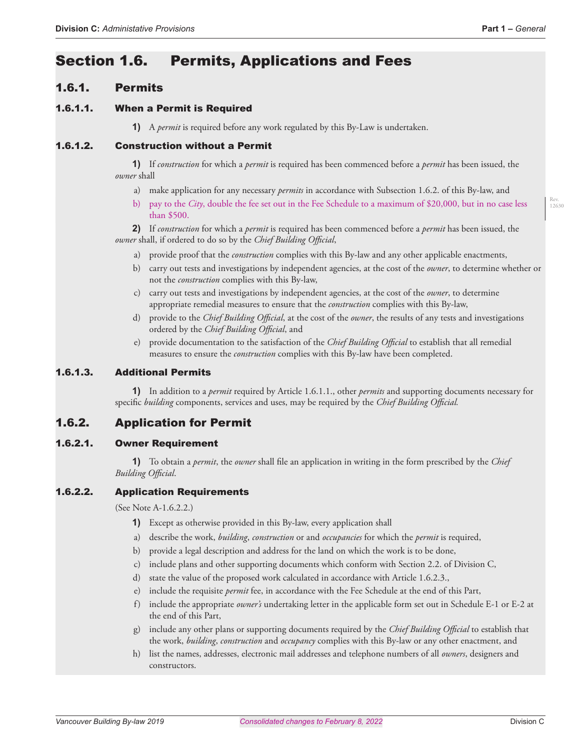# Section 1.6. Permits, Applications and Fees

## 1.6.1. Permits

### 1.6.1.1. When a Permit is Required

**1)** A *permit* is required before any work regulated by this By-Law is undertaken.

### 1.6.1.2. Construction without a Permit

**1)** If *construction* for which a *permit* is required has been commenced before a *permit* has been issued, the *owner* shall

a) make application for any necessary *permits* in accordance with Subsection 1.6.2. of this By-law, and

b) pay to the *City*, double the fee set out in the Fee Schedule to a maximum of $20,000, but in no case less than $500.

**2)** If *construction* for which a *permit* is required has been commenced before a *permit* has been issued, the *owner* shall, if ordered to do so by the *Chief Building Official*,

a) provide proof that the *construction* complies with this By-law and any other applicable enactments,

b) carry out tests and investigations by independent agencies, at the cost of the *owner*, to determine whether or not the *construction* complies with this By-law,

c) carry out tests and investigations by independent agencies, at the cost of the *owner*, to determine appropriate remedial measures to ensure that the *construction* complies with this By-law,

d) provide to the *Chief Building Official*, at the cost of the *owner*, the results of any tests and investigations ordered by the *Chief Building Official*, and

e) provide documentation to the satisfaction of the *Chief Building Official* to establish that all remedial measures to ensure the *construction* complies with this By-law have been completed.

### 1.6.1.3. Additional Permits

**1)** In addition to a *permit* required by Article 1.6.1.1., other *permits* and supporting documents necessary for specific *building* components, services and uses, may be required by the *Chief Building Official.*

## 1.6.2. Application for Permit

### 1.6.2.1. Owner Requirement

**1)** To obtain a *permit*, the *owner* shall file an application in writing in the form prescribed by the *Chief Building Official*.

### 1.6.2.2. Application Requirements

(See Note A-1.6.2.2.)

**1)** Except as otherwise provided in this By-law, every application shall

a) describe the work, *building*, *construction* or and *occupancies* for which the *permit* is required,

b) provide a legal description and address for the land on which the work is to be done,

c) include plans and other supporting documents which conform with Section 2.2. of Division C,

d) state the value of the proposed work calculated in accordance with Article 1.6.2.3.,

e) include the requisite *permit* fee, in accordance with the Fee Schedule at the end of this Part,

f) include the appropriate *owner's* undertaking letter in the applicable form set out in Schedule E-1 or E-2 at the end of this Part,

g) include any other plans or supporting documents required by the *Chief Building Official* to establish that the work, *building*, *construction* and *occupancy* complies with this By-law or any other enactment, and

h) list the names, addresses, electronic mail addresses and telephone numbers of all *owners*, designers and constructors.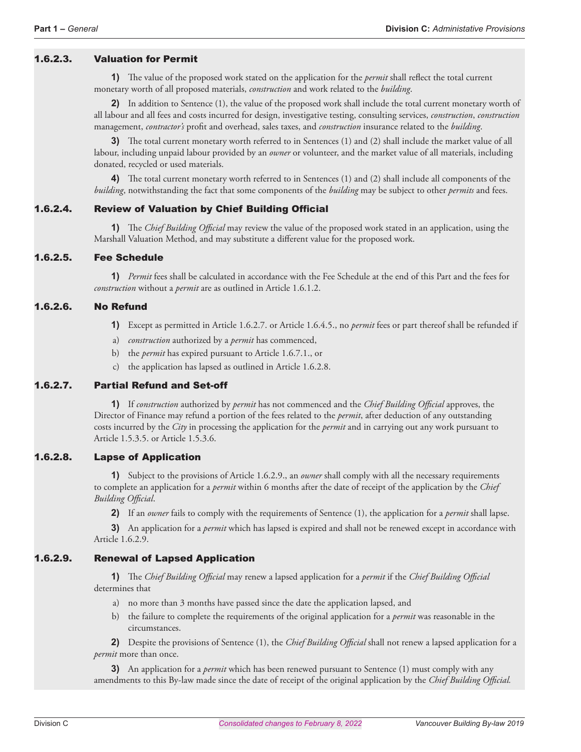### 1.6.2.3. Valuation for Permit

**1)** The value of the proposed work stated on the application for the *permit* shall reflect the total current monetary worth of all proposed materials, *construction* and work related to the *building*.

**2)** In addition to Sentence (1), the value of the proposed work shall include the total current monetary worth of all labour and all fees and costs incurred for design, investigative testing, consulting services, *construction*, *construction* management, *contractor's* profit and overhead, sales taxes, and *construction* insurance related to the *building*.

**3)** The total current monetary worth referred to in Sentences (1) and (2) shall include the market value of all labour, including unpaid labour provided by an *owner* or volunteer, and the market value of all materials, including donated, recycled or used materials.

**4)** The total current monetary worth referred to in Sentences (1) and (2) shall include all components of the *building*, notwithstanding the fact that some components of the *building* may be subject to other *permits* and fees.

### 1.6.2.4. Review of Valuation by Chief Building Official

**1)** The *Chief Building Official* may review the value of the proposed work stated in an application, using the Marshall Valuation Method, and may substitute a different value for the proposed work.

### 1.6.2.5. Fee Schedule

**1)** *Permit* fees shall be calculated in accordance with the Fee Schedule at the end of this Part and the fees for *construction* without a *permit* are as outlined in Article 1.6.1.2.

### 1.6.2.6. No Refund

**1)** Except as permitted in Article 1.6.2.7. or Article 1.6.4.5., no *permit* fees or part thereof shall be refunded if

a) *construction* authorized by a *permit* has commenced,

b) the *permit* has expired pursuant to Article 1.6.7.1., or

c) the application has lapsed as outlined in Article 1.6.2.8.

### 1.6.2.7. Partial Refund and Set-off

**1)** If *construction* authorized by *permit* has not commenced and the *Chief Building Official* approves, the Director of Finance may refund a portion of the fees related to the *permit*, after deduction of any outstanding costs incurred by the *City* in processing the application for the *permit* and in carrying out any work pursuant to Article 1.5.3.5. or Article 1.5.3.6.

### 1.6.2.8. Lapse of Application

**1)** Subject to the provisions of Article 1.6.2.9., an *owner* shall comply with all the necessary requirements to complete an application for a *permit* within 6 months after the date of receipt of the application by the *Chief Building Official*.

**2)** If an *owner* fails to comply with the requirements of Sentence (1), the application for a *permit* shall lapse.

**3)** An application for a *permit* which has lapsed is expired and shall not be renewed except in accordance with Article 1.6.2.9.

### 1.6.2.9. Renewal of Lapsed Application

**1)** The *Chief Building Official* may renew a lapsed application for a *permit* if the *Chief Building Official* determines that

a) no more than 3 months have passed since the date the application lapsed, and

b) the failure to complete the requirements of the original application for a *permit* was reasonable in the circumstances.

**2)** Despite the provisions of Sentence (1), the *Chief Building Official* shall not renew a lapsed application for a *permit* more than once.

**3)** An application for a *permit* which has been renewed pursuant to Sentence (1) must comply with any amendments to this By-law made since the date of receipt of the original application by the *Chief Building Official.*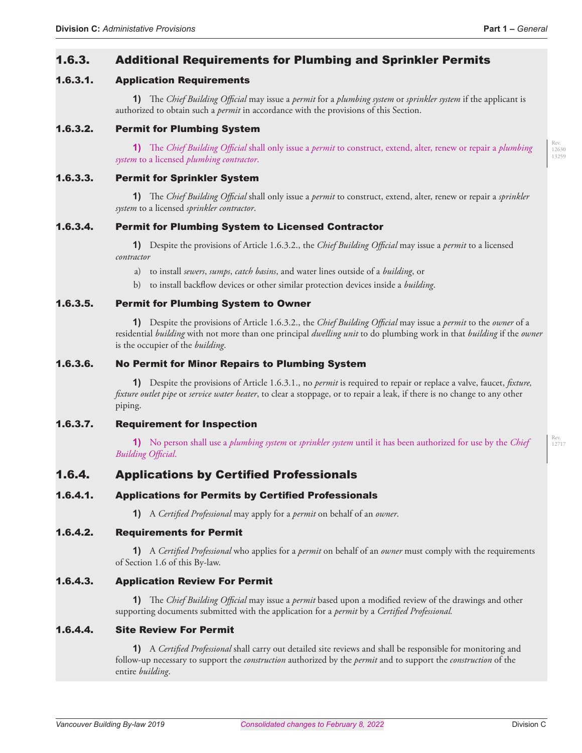## 1.6.3. Additional Requirements for Plumbing and Sprinkler Permits

### 1.6.3.1. Application Requirements

**1)** The *Chief Building Official* may issue a *permit* for a *plumbing system* or *sprinkler system* if the applicant is authorized to obtain such a *permit* in accordance with the provisions of this Section.

### 1.6.3.2. Permit for Plumbing System

**1)** The *Chief Building Official* shall only issue a *permit* to construct, extend, alter, renew or repair a *plumbing system* to a licensed *plumbing contractor*.

### 1.6.3.3. Permit for Sprinkler System

**1)** The *Chief Building Official* shall only issue a *permit* to construct, extend, alter, renew or repair a *sprinkler system* to a licensed *sprinkler contractor*.

### 1.6.3.4. Permit for Plumbing System to Licensed Contractor

**1)** Despite the provisions of Article 1.6.3.2., the *Chief Building Official* may issue a *permit* to a licensed *contractor*

a) to install *sewers*, *sumps*, *catch basins*, and water lines outside of a *building*, or

b) to install backflow devices or other similar protection devices inside a *building*.

### 1.6.3.5. Permit for Plumbing System to Owner

**1)** Despite the provisions of Article 1.6.3.2., the *Chief Building Official* may issue a *permit* to the *owner* of a residential *building* with not more than one principal *dwelling unit* to do plumbing work in that *building* if the *owner* is the occupier of the *building*.

### 1.6.3.6. No Permit for Minor Repairs to Plumbing System

**1)** Despite the provisions of Article 1.6.3.1., no *permit* is required to repair or replace a valve, faucet, *fixture, fixture outlet pipe* or *service water heater*, to clear a stoppage, or to repair a leak, if there is no change to any other piping.

### 1.6.3.7. Requirement for Inspection

**1)** No person shall use a *plumbing system* or *sprinkler system* until it has been authorized for use by the *Chief Building Official*.

## 1.6.4. Applications by Certified Professionals

### 1.6.4.1. Applications for Permits by Certified Professionals

**1)** A *Certified Professional* may apply for a *permit* on behalf of an *owner*.

### 1.6.4.2. Requirements for Permit

**1)** A *Certified Professional* who applies for a *permit* on behalf of an *owner* must comply with the requirements of Section 1.6 of this By-law.

### 1.6.4.3. Application Review For Permit

**1)** The *Chief Building Official* may issue a *permit* based upon a modified review of the drawings and other supporting documents submitted with the application for a *permit* by a *Certified Professional*.

### 1.6.4.4. Site Review For Permit

**1)** A *Certified Professional* shall carry out detailed site reviews and shall be responsible for monitoring and follow-up necessary to support the *construction* authorized by the *permit* and to support the *construction* of the entire *building*.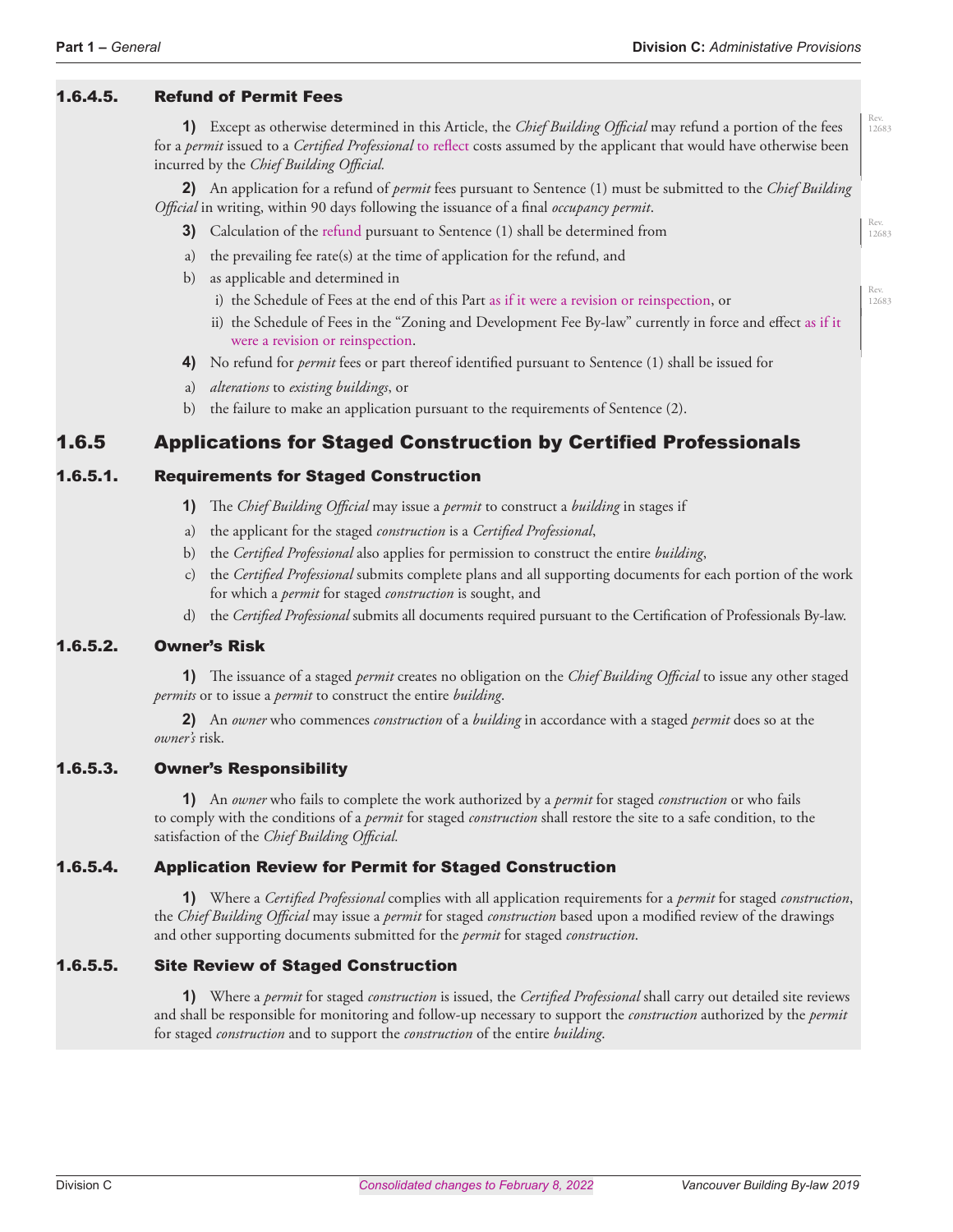#### 1.6.4.5. Refund of Permit Fees

**1)** Except as otherwise determined in this Article, the *Chief Building Official* may refund a portion of the fees for a *permit* issued to a *Certified Professional* to reflect costs assumed by the applicant that would have otherwise been incurred by the *Chief Building Official.*

**2)** An application for a refund of *permit* fees pursuant to Sentence (1) must be submitted to the *Chief Building Official* in writing, within 90 days following the issuance of a final *occupancy permit*.

**3)** Calculation of the refund pursuant to Sentence (1) shall be determined from

a) the prevailing fee rate(s) at the time of application for the refund, and

b) as applicable and determined in

   i) the Schedule of Fees at the end of this Part as if it were a revision or reinspection, or

   ii) the Schedule of Fees in the "Zoning and Development Fee By-law" currently in force and effect as if it were a revision or reinspection.

**4)** No refund for *permit* fees or part thereof identified pursuant to Sentence (1) shall be issued for

a) *alterations* to *existing buildings*, or

b) the failure to make an application pursuant to the requirements of Sentence (2).

## 1.6.5 Applications for Staged Construction by Certified Professionals

#### 1.6.5.1. Requirements for Staged Construction

**1)** The *Chief Building Official* may issue a *permit* to construct a *building* in stages if

a) the applicant for the staged *construction* is a *Certified Professional*,

b) the *Certified Professional* also applies for permission to construct the entire *building*,

c) the *Certified Professional* submits complete plans and all supporting documents for each portion of the work for which a *permit* for staged *construction* is sought, and

d) the *Certified Professional* submits all documents required pursuant to the Certification of Professionals By-law.

#### 1.6.5.2. Owner's Risk

**1)** The issuance of a staged *permit* creates no obligation on the *Chief Building Official* to issue any other staged *permits* or to issue a *permit* to construct the entire *building*.

**2)** An *owner* who commences *construction* of a *building* in accordance with a staged *permit* does so at the *owner's* risk.

#### 1.6.5.3. Owner's Responsibility

**1)** An *owner* who fails to complete the work authorized by a *permit* for staged *construction* or who fails to comply with the conditions of a *permit* for staged *construction* shall restore the site to a safe condition, to the satisfaction of the *Chief Building Official.*

#### 1.6.5.4. Application Review for Permit for Staged Construction

**1)** Where a *Certified Professional* complies with all application requirements for a *permit* for staged *construction*, the *Chief Building Official* may issue a *permit* for staged *construction* based upon a modified review of the drawings and other supporting documents submitted for the *permit* for staged *construction*.

#### 1.6.5.5. Site Review of Staged Construction

**1)** Where a *permit* for staged *construction* is issued, the *Certified Professional* shall carry out detailed site reviews and shall be responsible for monitoring and follow-up necessary to support the *construction* authorized by the *permit* for staged *construction* and to support the *construction* of the entire *building*.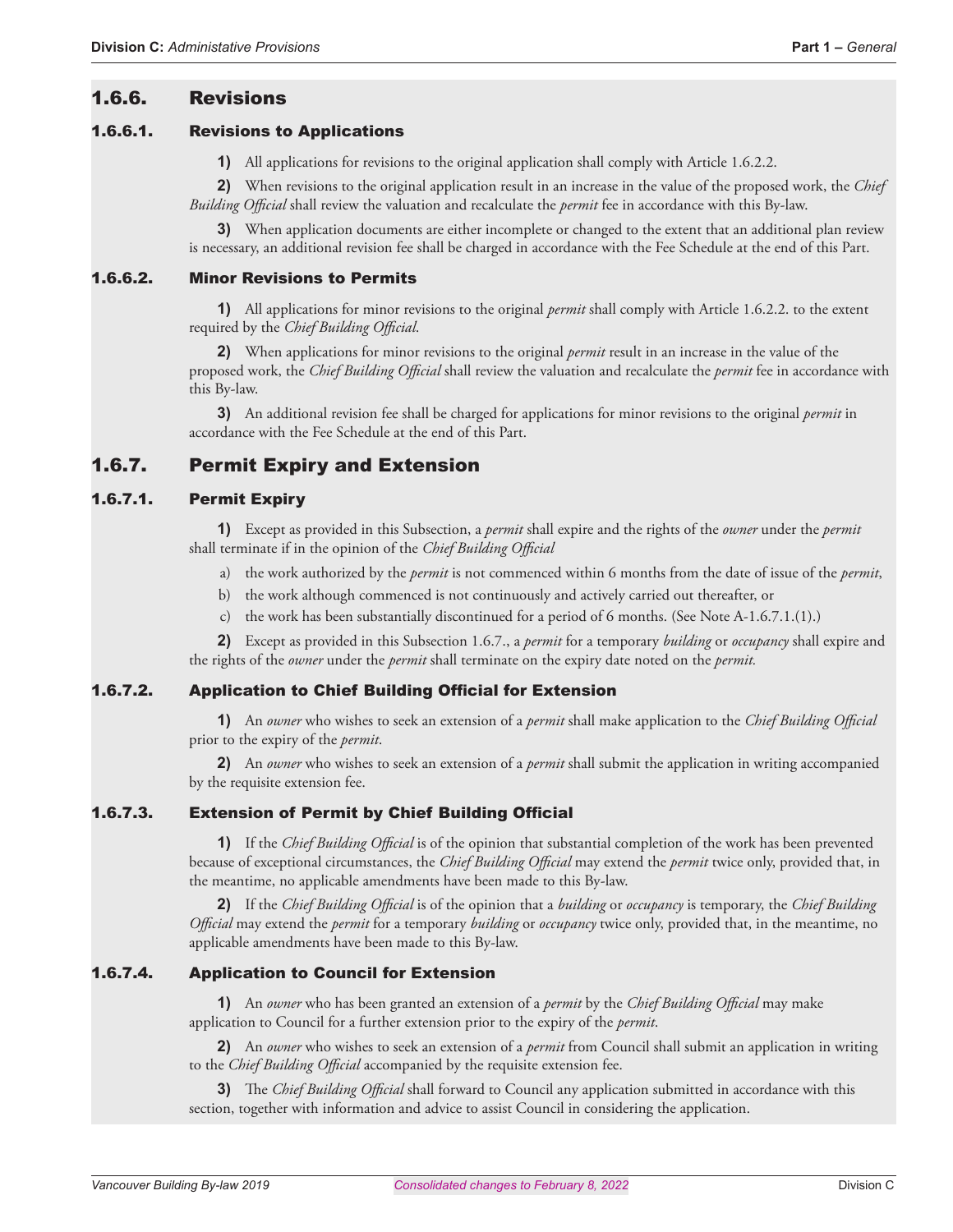## 1.6.6. Revisions

### 1.6.6.1. Revisions to Applications

**1)** All applications for revisions to the original application shall comply with Article 1.6.2.2.

**2)** When revisions to the original application result in an increase in the value of the proposed work, the *Chief Building Official* shall review the valuation and recalculate the *permit* fee in accordance with this By-law.

**3)** When application documents are either incomplete or changed to the extent that an additional plan review is necessary, an additional revision fee shall be charged in accordance with the Fee Schedule at the end of this Part.

### 1.6.6.2. Minor Revisions to Permits

**1)** All applications for minor revisions to the original *permit* shall comply with Article 1.6.2.2. to the extent required by the *Chief Building Official*.

**2)** When applications for minor revisions to the original *permit* result in an increase in the value of the proposed work, the *Chief Building Official* shall review the valuation and recalculate the *permit* fee in accordance with this By-law.

**3)** An additional revision fee shall be charged for applications for minor revisions to the original *permit* in accordance with the Fee Schedule at the end of this Part.

## 1.6.7. Permit Expiry and Extension

### 1.6.7.1. Permit Expiry

**1)** Except as provided in this Subsection, a *permit* shall expire and the rights of the *owner* under the *permit* shall terminate if in the opinion of the *Chief Building Official*

a) the work authorized by the *permit* is not commenced within 6 months from the date of issue of the *permit*,

b) the work although commenced is not continuously and actively carried out thereafter, or

c) the work has been substantially discontinued for a period of 6 months. (See Note A-1.6.7.1.(1).)

**2)** Except as provided in this Subsection 1.6.7., a *permit* for a temporary *building* or *occupancy* shall expire and the rights of the *owner* under the *permit* shall terminate on the expiry date noted on the *permit.*

### 1.6.7.2. Application to Chief Building Official for Extension

**1)** An *owner* who wishes to seek an extension of a *permit* shall make application to the *Chief Building Official* prior to the expiry of the *permit*.

**2)** An *owner* who wishes to seek an extension of a *permit* shall submit the application in writing accompanied by the requisite extension fee.

### 1.6.7.3. Extension of Permit by Chief Building Official

**1)** If the *Chief Building Official* is of the opinion that substantial completion of the work has been prevented because of exceptional circumstances, the *Chief Building Official* may extend the *permit* twice only, provided that, in the meantime, no applicable amendments have been made to this By-law.

**2)** If the *Chief Building Official* is of the opinion that a *building* or *occupancy* is temporary, the *Chief Building Official* may extend the *permit* for a temporary *building* or *occupancy* twice only, provided that, in the meantime, no applicable amendments have been made to this By-law.

### 1.6.7.4. Application to Council for Extension

**1)** An *owner* who has been granted an extension of a *permit* by the *Chief Building Official* may make application to Council for a further extension prior to the expiry of the *permit*.

**2)** An *owner* who wishes to seek an extension of a *permit* from Council shall submit an application in writing to the *Chief Building Official* accompanied by the requisite extension fee.

**3)** The *Chief Building Official* shall forward to Council any application submitted in accordance with this section, together with information and advice to assist Council in considering the application.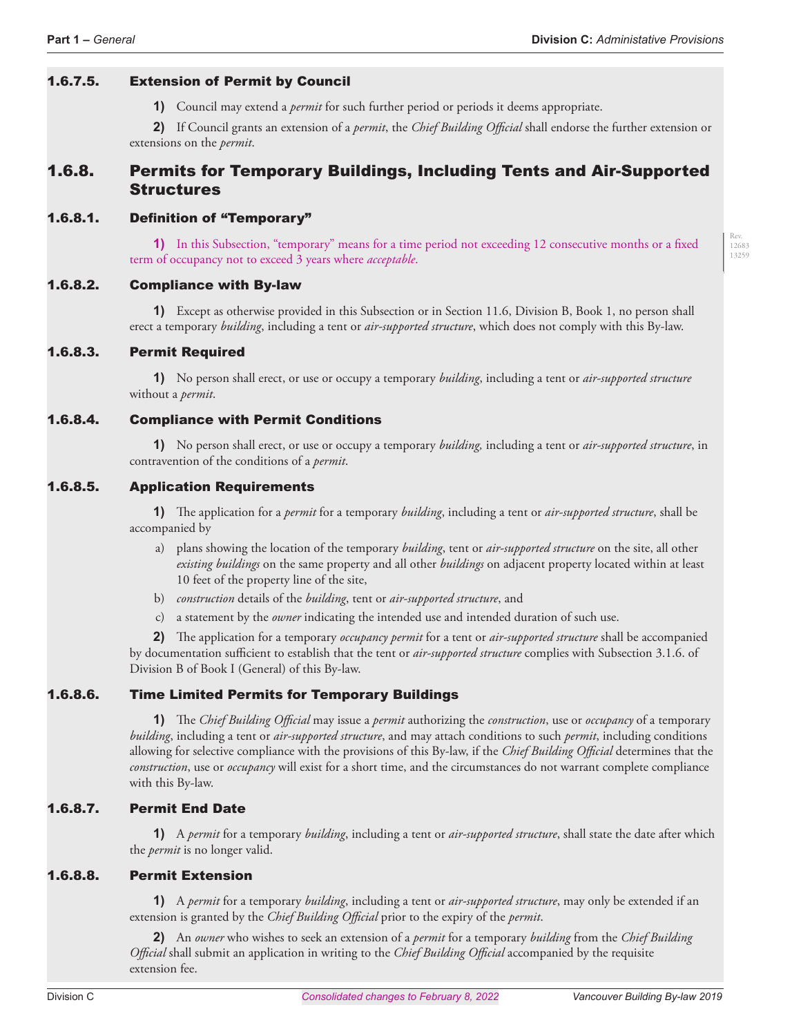### 1.6.7.5. Extension of Permit by Council

**1)** Council may extend a *permit* for such further period or periods it deems appropriate.

**2)** If Council grants an extension of a *permit*, the *Chief Building Official* shall endorse the further extension or extensions on the *permit*.

## 1.6.8. Permits for Temporary Buildings, Including Tents and Air-Supported Structures

### 1.6.8.1. Definition of "Temporary"

**1)** In this Subsection, "temporary" means for a time period not exceeding 12 consecutive months or a fixed term of occupancy not to exceed 3 years where *acceptable*.

Rev. 12683 13259

### 1.6.8.2. Compliance with By-law

**1)** Except as otherwise provided in this Subsection or in Section 11.6, Division B, Book 1, no person shall erect a temporary *building*, including a tent or *air-supported structure*, which does not comply with this By-law.

### 1.6.8.3. Permit Required

**1)** No person shall erect, or use or occupy a temporary *building*, including a tent or *air-supported structure* without a *permit*.

### 1.6.8.4. Compliance with Permit Conditions

**1)** No person shall erect, or use or occupy a temporary *building,* including a tent or *air-supported structure*, in contravention of the conditions of a *permit*.

### 1.6.8.5. Application Requirements

**1)** The application for a *permit* for a temporary *building*, including a tent or *air-supported structure*, shall be accompanied by

a) plans showing the location of the temporary *building*, tent or *air-supported structure* on the site, all other *existing buildings* on the same property and all other *buildings* on adjacent property located within at least 10 feet of the property line of the site,

b) *construction* details of the *building*, tent or *air-supported structure*, and

c) a statement by the *owner* indicating the intended use and intended duration of such use.

**2)** The application for a temporary *occupancy permit* for a tent or *air-supported structure* shall be accompanied by documentation sufficient to establish that the tent or *air-supported structure* complies with Subsection 3.1.6. of Division B of Book I (General) of this By-law.

### 1.6.8.6. Time Limited Permits for Temporary Buildings

**1)** The *Chief Building Official* may issue a *permit* authorizing the *construction*, use or *occupancy* of a temporary *building*, including a tent or *air-supported structure*, and may attach conditions to such *permit*, including conditions allowing for selective compliance with the provisions of this By-law, if the *Chief Building Official* determines that the *construction*, use or *occupancy* will exist for a short time, and the circumstances do not warrant complete compliance with this By-law.

### 1.6.8.7. Permit End Date

**1)** A *permit* for a temporary *building*, including a tent or *air-supported structure*, shall state the date after which the *permit* is no longer valid.

### 1.6.8.8. Permit Extension

**1)** A *permit* for a temporary *building*, including a tent or *air-supported structure*, may only be extended if an extension is granted by the *Chief Building Official* prior to the expiry of the *permit*.

**2)** An *owner* who wishes to seek an extension of a *permit* for a temporary *building* from the *Chief Building Official* shall submit an application in writing to the *Chief Building Official* accompanied by the requisite extension fee.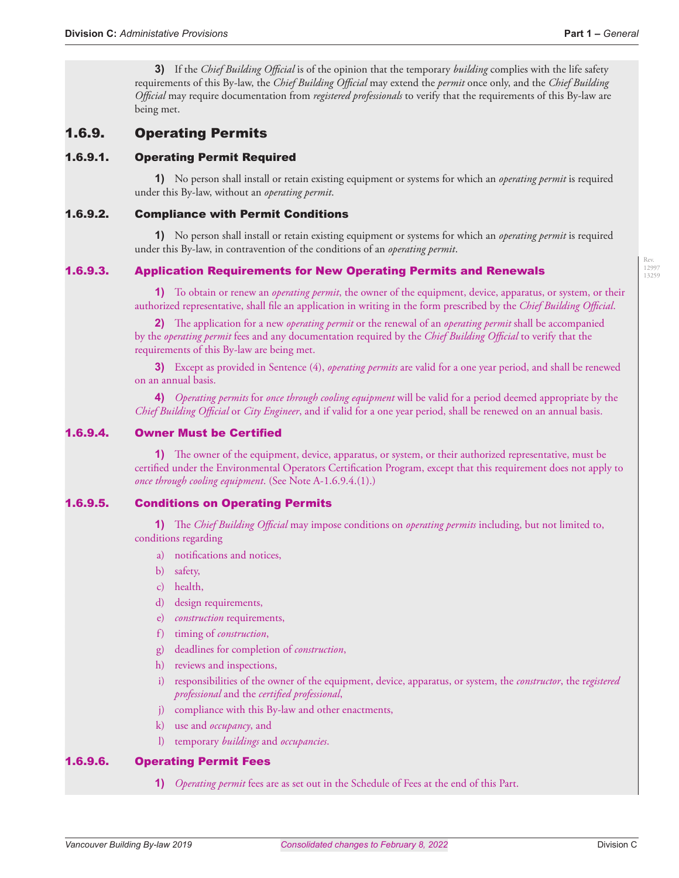**3)** If the *Chief Building Official* is of the opinion that the temporary *building* complies with the life safety requirements of this By-law, the *Chief Building Official* may extend the *permit* once only, and the *Chief Building Official* may require documentation from *registered professionals* to verify that the requirements of this By-law are being met.

## 1.6.9. Operating Permits

### 1.6.9.1. Operating Permit Required

**1)** No person shall install or retain existing equipment or systems for which an *operating permit* is required under this By-law, without an *operating permit*.

### 1.6.9.2. Compliance with Permit Conditions

**1)** No person shall install or retain existing equipment or systems for which an *operating permit* is required under this By-law, in contravention of the conditions of an *operating permit*.

### 1.6.9.3. Application Requirements for New Operating Permits and Renewals

**1)** To obtain or renew an *operating permit*, the owner of the equipment, device, apparatus, or system, or their authorized representative, shall file an application in writing in the form prescribed by the *Chief Building Official*.

**2)** The application for a new *operating permit* or the renewal of an *operating permit* shall be accompanied by the *operating permit* fees and any documentation required by the *Chief Building Official* to verify that the requirements of this By-law are being met.

**3)** Except as provided in Sentence (4), *operating permits* are valid for a one year period, and shall be renewed on an annual basis.

**4)** *Operating permits* for *once through cooling equipment* will be valid for a period deemed appropriate by the *Chief Building Official* or *City Engineer*, and if valid for a one year period, shall be renewed on an annual basis.

### 1.6.9.4. Owner Must be Certified

**1)** The owner of the equipment, device, apparatus, or system, or their authorized representative, must be certified under the Environmental Operators Certification Program, except that this requirement does not apply to *once through cooling equipment*. (See Note A-1.6.9.4.(1).)

### 1.6.9.5. Conditions on Operating Permits

**1)** The *Chief Building Official* may impose conditions on *operating permits* including, but not limited to, conditions regarding

a) notifications and notices,

b) safety,

c) health,

d) design requirements,

e) *construction* requirements,

f) timing of *construction*,

g) deadlines for completion of *construction*,

h) reviews and inspections,

i) responsibilities of the owner of the equipment, device, apparatus, or system, the *constructor*, the *registered professional* and the *certified professional*,

j) compliance with this By-law and other enactments,

k) use and *occupancy*, and

l) temporary *buildings* and *occupancies*.

### 1.6.9.6. Operating Permit Fees

**1)** *Operating permit* fees are as set out in the Schedule of Fees at the end of this Part.